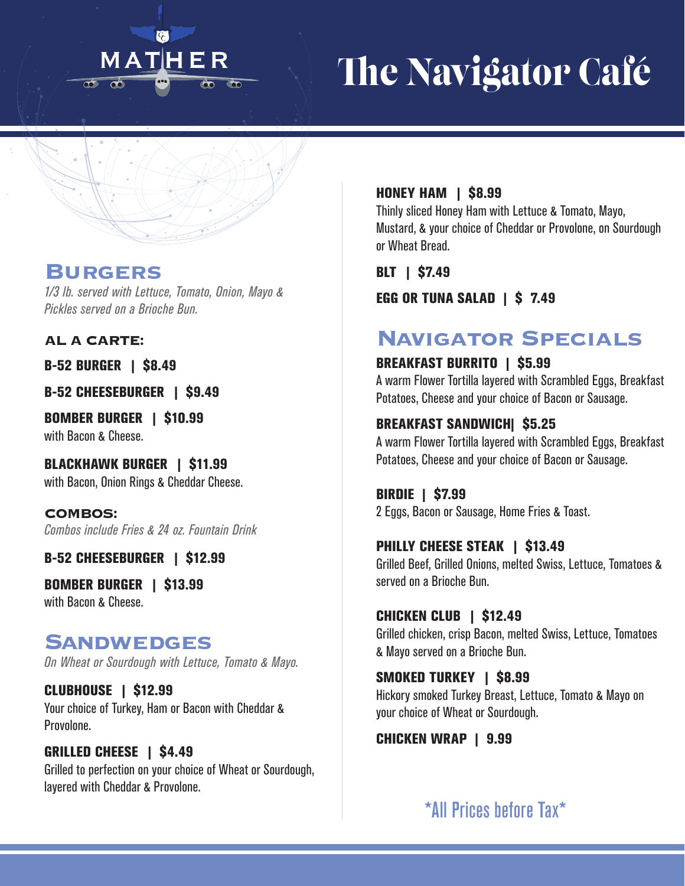MATHER

# The Navigator Café

## Burgers

*1/3 lb. served with Lettuce, Tomato, Onion, Mayo & Pickles served on a Brioche Bun.*

### AL A CARTE:

**B-52 BURGER | $8.49**

**B-52 CHEESEBURGER | $9.49**

**BOMBER BURGER | $10.99**
with Bacon & Cheese.

**BLACKHAWK BURGER | $11.99**
with Bacon, Onion Rings & Cheddar Cheese.

### COMBOS:

*Combos include Fries & 24 oz. Fountain Drink*

**B-52 CHEESEBURGER | $12.99**

**BOMBER BURGER | $13.99**
with Bacon & Cheese.

## Sandwedges

*On Wheat or Sourdough with Lettuce, Tomato & Mayo.*

**CLUBHOUSE | $12.99**
Your choice of Turkey, Ham or Bacon with Cheddar & Provolone.

**GRILLED CHEESE | $4.49**
Grilled to perfection on your choice of Wheat or Sourdough, layered with Cheddar & Provolone.

**HONEY HAM | $8.99**
Thinly sliced Honey Ham with Lettuce & Tomato, Mayo, Mustard, & your choice of Cheddar or Provolone, on Sourdough or Wheat Bread.

**BLT | $7.49**

**EGG OR TUNA SALAD | $ 7.49**

## Navigator Specials

**BREAKFAST BURRITO | $5.99**
A warm Flower Tortilla layered with Scrambled Eggs, Breakfast Potatoes, Cheese and your choice of Bacon or Sausage.

**BREAKFAST SANDWICH| $5.25**
A warm Flower Tortilla layered with Scrambled Eggs, Breakfast Potatoes, Cheese and your choice of Bacon or Sausage.

**BIRDIE | $7.99**
2 Eggs, Bacon or Sausage, Home Fries & Toast.

**PHILLY CHEESE STEAK | $13.49**
Grilled Beef, Grilled Onions, melted Swiss, Lettuce, Tomatoes & served on a Brioche Bun.

**CHICKEN CLUB | $12.49**
Grilled chicken, crisp Bacon, melted Swiss, Lettuce, Tomatoes & Mayo served on a Brioche Bun.

**SMOKED TURKEY | $8.99**
Hickory smoked Turkey Breast, Lettuce, Tomato & Mayo on your choice of Wheat or Sourdough.

**CHICKEN WRAP | 9.99**

*All Prices before Tax*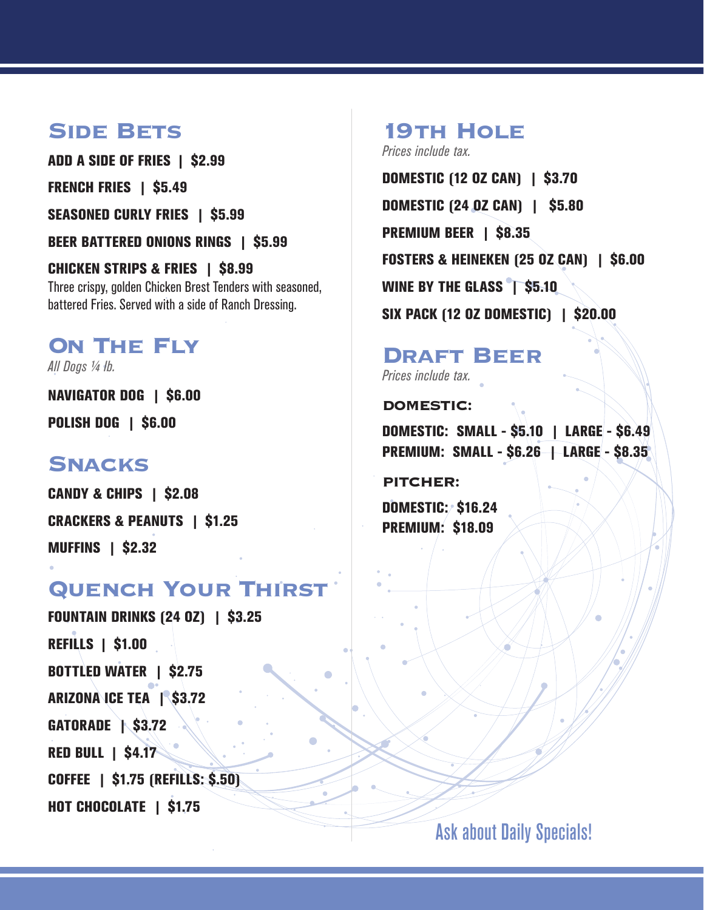## Side Bets

**ADD A SIDE OF FRIES | $2.99**

**FRENCH FRIES | $5.49**

**SEASONED CURLY FRIES | $5.99**

**BEER BATTERED ONIONS RINGS | $5.99**

**CHICKEN STRIPS & FRIES | $8.99**
Three crispy, golden Chicken Brest Tenders with seasoned, battered Fries. Served with a side of Ranch Dressing.

## On The Fly

*All Dogs ¼ lb.*

**NAVIGATOR DOG | $6.00**

**POLISH DOG | $6.00**

## Snacks

**CANDY & CHIPS | $2.08**

**CRACKERS & PEANUTS | $1.25**

**MUFFINS | $2.32**

## Quench Your Thirst

**FOUNTAIN DRINKS (24 OZ) | $3.25**

**REFILLS | $1.00**

**BOTTLED WATER | $2.75**

**ARIZONA ICE TEA | $3.72**

**GATORADE | $3.72**

**RED BULL | $4.17**

**COFFEE | $1.75 (REFILLS: $.50)**

**HOT CHOCOLATE | $1.75**

## 19th Hole

*Prices include tax.*

**DOMESTIC (12 OZ CAN) | $3.70**

**DOMESTIC (24 OZ CAN) | $5.80**

**PREMIUM BEER | $8.35**

**FOSTERS & HEINEKEN (25 OZ CAN) | $6.00**

**WINE BY THE GLASS | $5.10**

**SIX PACK (12 OZ DOMESTIC) | $20.00**

## Draft Beer

*Prices include tax.*

### DOMESTIC:

**DOMESTIC: SMALL - $5.10 | LARGE - $6.49**
**PREMIUM: SMALL - $6.26 | LARGE - $8.35**

### PITCHER:

**DOMESTIC: $16.24**
**PREMIUM: $18.09**

Ask about Daily Specials!